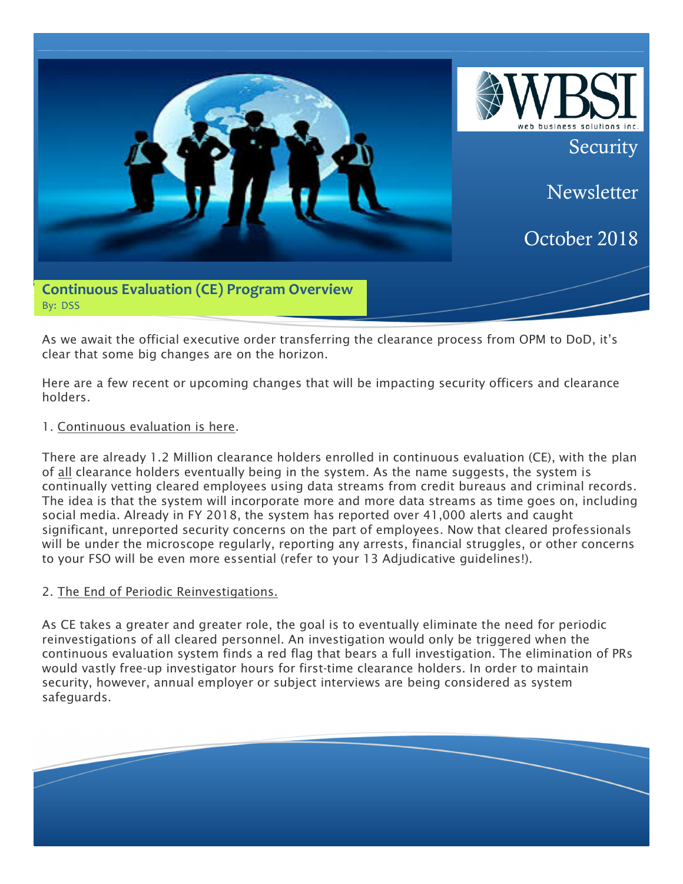WBSI web business solutions inc.

# Security Newsletter October 2018

## Continuous Evaluation (CE) Program Overview

By: DSS

As we await the official executive order transferring the clearance process from OPM to DoD, it's clear that some big changes are on the horizon.

Here are a few recent or upcoming changes that will be impacting security officers and clearance holders.

1. Continuous evaluation is here.

There are already 1.2 Million clearance holders enrolled in continuous evaluation (CE), with the plan of all clearance holders eventually being in the system. As the name suggests, the system is continually vetting cleared employees using data streams from credit bureaus and criminal records. The idea is that the system will incorporate more and more data streams as time goes on, including social media. Already in FY 2018, the system has reported over 41,000 alerts and caught significant, unreported security concerns on the part of employees. Now that cleared professionals will be under the microscope regularly, reporting any arrests, financial struggles, or other concerns to your FSO will be even more essential (refer to your 13 Adjudicative guidelines!).

2. The End of Periodic Reinvestigations.

As CE takes a greater and greater role, the goal is to eventually eliminate the need for periodic reinvestigations of all cleared personnel. An investigation would only be triggered when the continuous evaluation system finds a red flag that bears a full investigation. The elimination of PRs would vastly free-up investigator hours for first-time clearance holders. In order to maintain security, however, annual employer or subject interviews are being considered as system safeguards.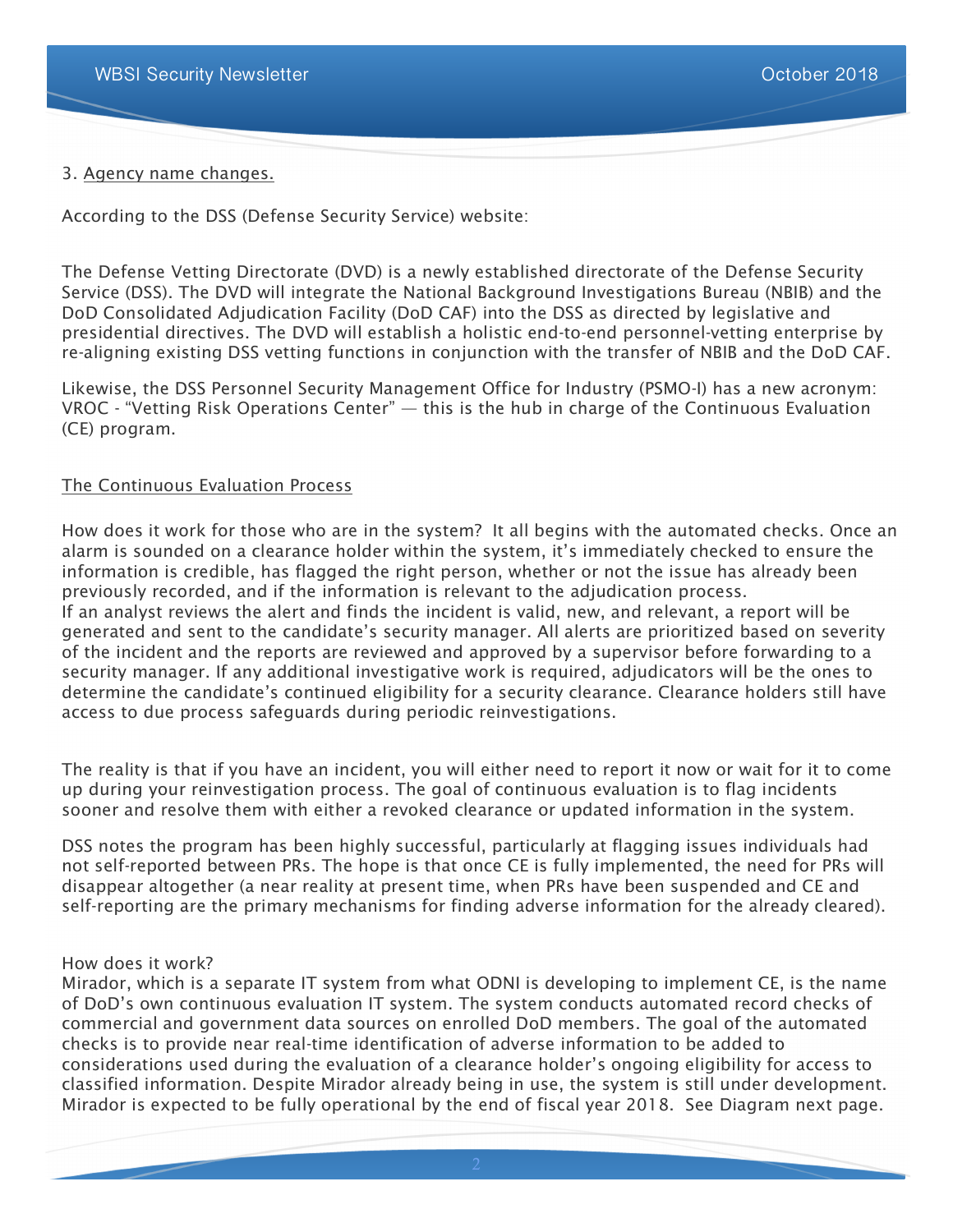3. Agency name changes.

According to the DSS (Defense Security Service) website:

The Defense Vetting Directorate (DVD) is a newly established directorate of the Defense Security Service (DSS). The DVD will integrate the National Background Investigations Bureau (NBIB) and the DoD Consolidated Adjudication Facility (DoD CAF) into the DSS as directed by legislative and presidential directives. The DVD will establish a holistic end-to-end personnel-vetting enterprise by re-aligning existing DSS vetting functions in conjunction with the transfer of NBIB and the DoD CAF.

Likewise, the DSS Personnel Security Management Office for Industry (PSMO-I) has a new acronym: VROC - "Vetting Risk Operations Center" — this is the hub in charge of the Continuous Evaluation (CE) program.

The Continuous Evaluation Process

How does it work for those who are in the system? It all begins with the automated checks. Once an alarm is sounded on a clearance holder within the system, it's immediately checked to ensure the information is credible, has flagged the right person, whether or not the issue has already been previously recorded, and if the information is relevant to the adjudication process.
If an analyst reviews the alert and finds the incident is valid, new, and relevant, a report will be generated and sent to the candidate's security manager. All alerts are prioritized based on severity of the incident and the reports are reviewed and approved by a supervisor before forwarding to a security manager. If any additional investigative work is required, adjudicators will be the ones to determine the candidate's continued eligibility for a security clearance. Clearance holders still have access to due process safeguards during periodic reinvestigations.

The reality is that if you have an incident, you will either need to report it now or wait for it to come up during your reinvestigation process. The goal of continuous evaluation is to flag incidents sooner and resolve them with either a revoked clearance or updated information in the system.

DSS notes the program has been highly successful, particularly at flagging issues individuals had not self-reported between PRs. The hope is that once CE is fully implemented, the need for PRs will disappear altogether (a near reality at present time, when PRs have been suspended and CE and self-reporting are the primary mechanisms for finding adverse information for the already cleared).

How does it work?
Mirador, which is a separate IT system from what ODNI is developing to implement CE, is the name of DoD's own continuous evaluation IT system. The system conducts automated record checks of commercial and government data sources on enrolled DoD members. The goal of the automated checks is to provide near real-time identification of adverse information to be added to considerations used during the evaluation of a clearance holder's ongoing eligibility for access to classified information. Despite Mirador already being in use, the system is still under development. Mirador is expected to be fully operational by the end of fiscal year 2018. See Diagram next page.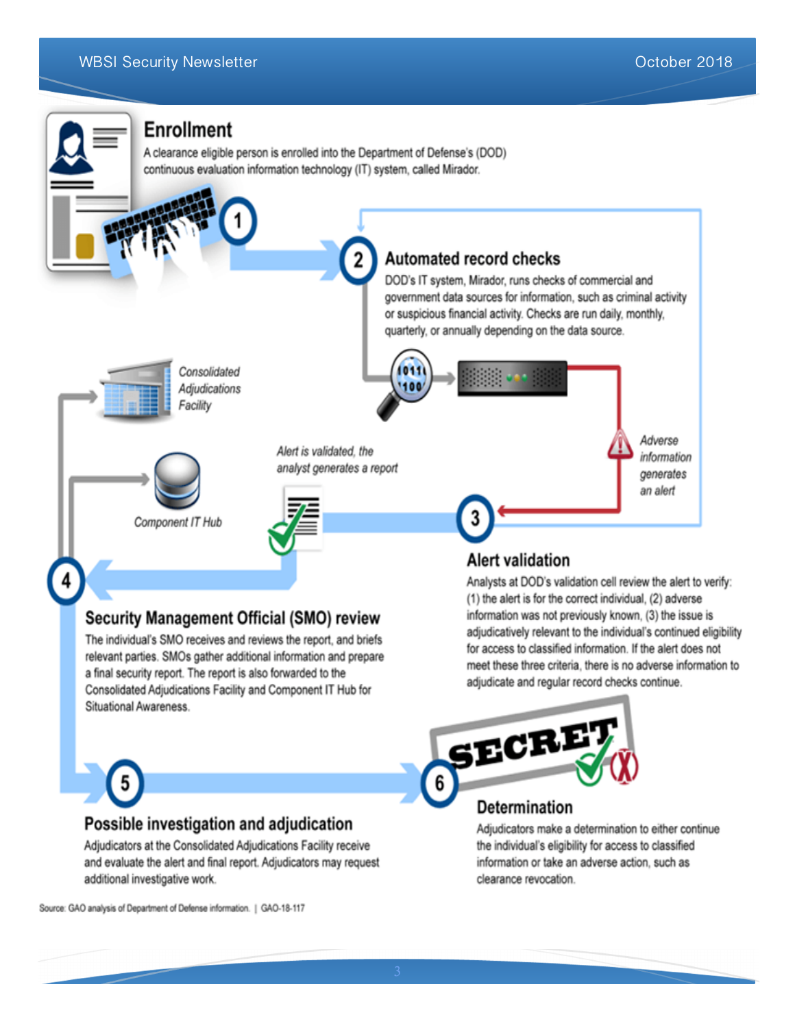## Enrollment

A clearance eligible person is enrolled into the Department of Defense's (DOD) continuous evaluation information technology (IT) system, called Mirador.

## 2 Automated record checks

DOD's IT system, Mirador, runs checks of commercial and government data sources for information, such as criminal activity or suspicious financial activity. Checks are run daily, monthly, quarterly, or annually depending on the data source.

*Consolidated Adjudications Facility*

*Component IT Hub*

*Alert is validated, the analyst generates a report*

*Adverse information generates an alert*

## 3 Alert validation

Analysts at DOD's validation cell review the alert to verify: (1) the alert is for the correct individual, (2) adverse information was not previously known, (3) the issue is adjudicatively relevant to the individual's continued eligibility for access to classified information. If the alert does not meet these three criteria, there is no adverse information to adjudicate and regular record checks continue.

## 4 Security Management Official (SMO) review

The individual's SMO receives and reviews the report, and briefs relevant parties. SMOs gather additional information and prepare a final security report. The report is also forwarded to the Consolidated Adjudications Facility and Component IT Hub for Situational Awareness.

## 5 Possible investigation and adjudication

Adjudicators at the Consolidated Adjudications Facility receive and evaluate the alert and final report. Adjudicators may request additional investigative work.

## 6 Determination

Adjudicators make a determination to either continue the individual's eligibility for access to classified information or take an adverse action, such as clearance revocation.

Source: GAO analysis of Department of Defense information. | GAO-18-117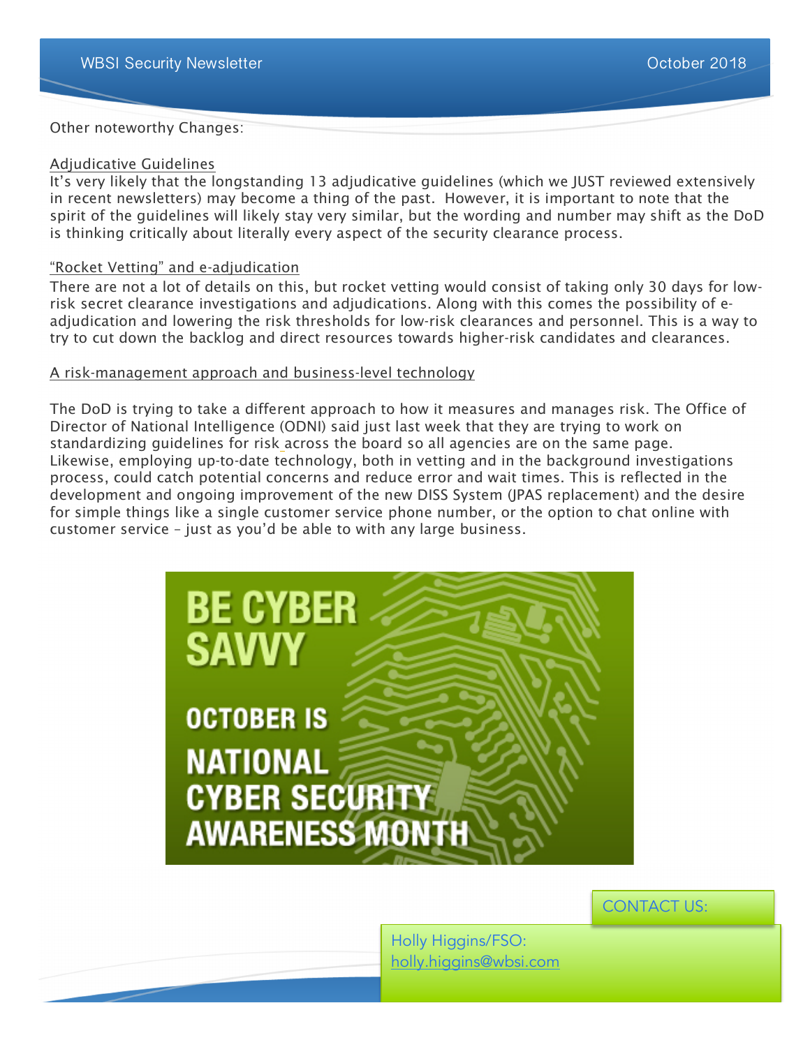Other noteworthy Changes:

Adjudicative Guidelines

It's very likely that the longstanding 13 adjudicative guidelines (which we JUST reviewed extensively in recent newsletters) may become a thing of the past. However, it is important to note that the spirit of the guidelines will likely stay very similar, but the wording and number may shift as the DoD is thinking critically about literally every aspect of the security clearance process.

"Rocket Vetting" and e-adjudication

There are not a lot of details on this, but rocket vetting would consist of taking only 30 days for low-risk secret clearance investigations and adjudications. Along with this comes the possibility of e-adjudication and lowering the risk thresholds for low-risk clearances and personnel. This is a way to try to cut down the backlog and direct resources towards higher-risk candidates and clearances.

A risk-management approach and business-level technology

The DoD is trying to take a different approach to how it measures and manages risk. The Office of Director of National Intelligence (ODNI) said just last week that they are trying to work on standardizing guidelines for risk across the board so all agencies are on the same page. Likewise, employing up-to-date technology, both in vetting and in the background investigations process, could catch potential concerns and reduce error and wait times. This is reflected in the development and ongoing improvement of the new DISS System (JPAS replacement) and the desire for simple things like a single customer service phone number, or the option to chat online with customer service – just as you'd be able to with any large business.

BE CYBER SAVVY

OCTOBER IS NATIONAL CYBER SECURITY AWARENESS MONTH

CONTACT US:

Holly Higgins/FSO:
holly.higgins@wbsi.com